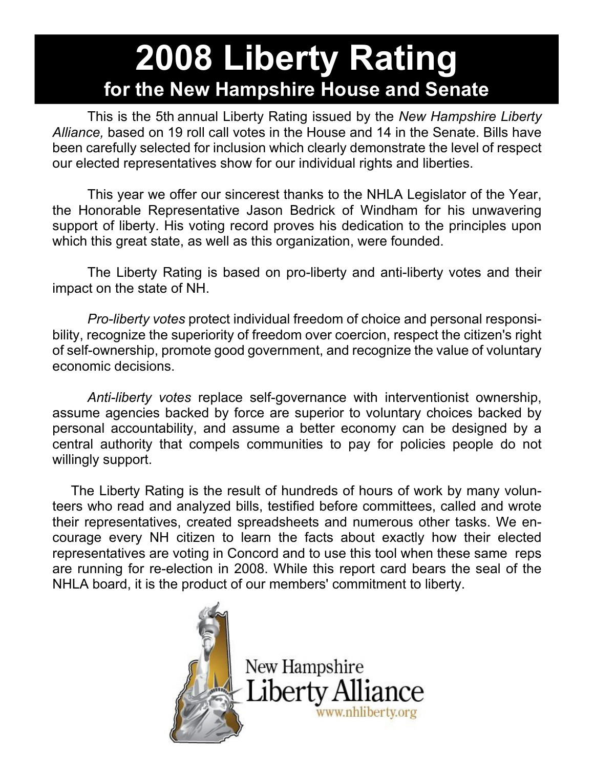# 2008 Liberty Rating

## for the New Hampshire House and Senate

This is the 5th annual Liberty Rating issued by the *New Hampshire Liberty Alliance,* based on 19 roll call votes in the House and 14 in the Senate. Bills have been carefully selected for inclusion which clearly demonstrate the level of respect our elected representatives show for our individual rights and liberties.

This year we offer our sincerest thanks to the NHLA Legislator of the Year, the Honorable Representative Jason Bedrick of Windham for his unwavering support of liberty. His voting record proves his dedication to the principles upon which this great state, as well as this organization, were founded.

The Liberty Rating is based on pro-liberty and anti-liberty votes and their impact on the state of NH.

*Pro-liberty votes* protect individual freedom of choice and personal responsibility, recognize the superiority of freedom over coercion, respect the citizen's right of self-ownership, promote good government, and recognize the value of voluntary economic decisions.

*Anti-liberty votes* replace self-governance with interventionist ownership, assume agencies backed by force are superior to voluntary choices backed by personal accountability, and assume a better economy can be designed by a central authority that compels communities to pay for policies people do not willingly support.

The Liberty Rating is the result of hundreds of hours of work by many volunteers who read and analyzed bills, testified before committees, called and wrote their representatives, created spreadsheets and numerous other tasks. We encourage every NH citizen to learn the facts about exactly how their elected representatives are voting in Concord and to use this tool when these same reps are running for re-election in 2008. While this report card bears the seal of the NHLA board, it is the product of our members' commitment to liberty.

New Hampshire Liberty Alliance
www.nhliberty.org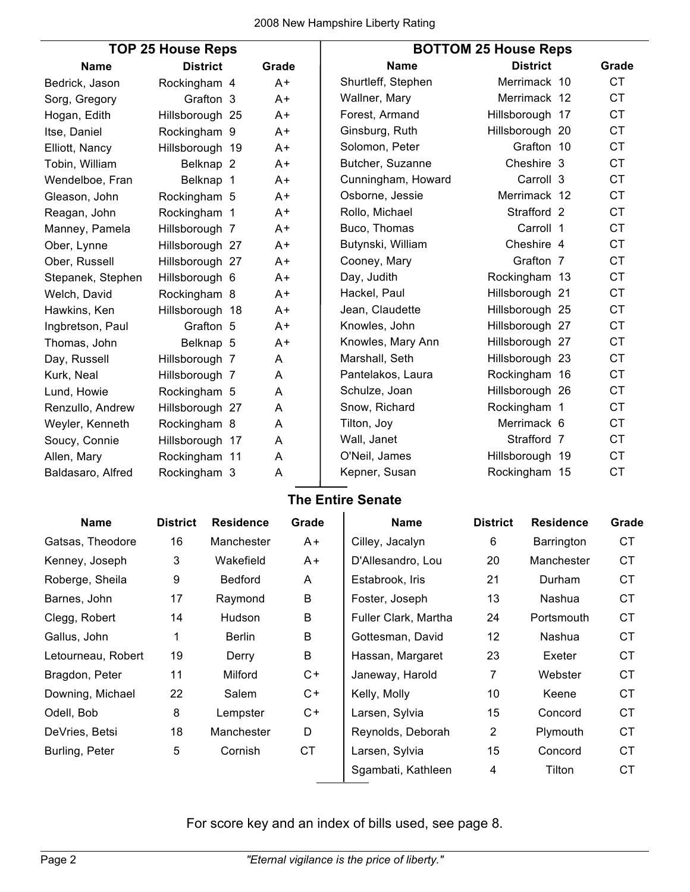## TOP 25 House Reps

| Name | District | Grade |
|---|---|---|
| Bedrick, Jason | Rockingham 4 | A+ |
| Sorg, Gregory | Grafton 3 | A+ |
| Hogan, Edith | Hillsborough 25 | A+ |
| Itse, Daniel | Rockingham 9 | A+ |
| Elliott, Nancy | Hillsborough 19 | A+ |
| Tobin, William | Belknap 2 | A+ |
| Wendelboe, Fran | Belknap 1 | A+ |
| Gleason, John | Rockingham 5 | A+ |
| Reagan, John | Rockingham 1 | A+ |
| Manney, Pamela | Hillsborough 7 | A+ |
| Ober, Lynne | Hillsborough 27 | A+ |
| Ober, Russell | Hillsborough 27 | A+ |
| Stepanek, Stephen | Hillsborough 6 | A+ |
| Welch, David | Rockingham 8 | A+ |
| Hawkins, Ken | Hillsborough 18 | A+ |
| Ingbretson, Paul | Grafton 5 | A+ |
| Thomas, John | Belknap 5 | A+ |
| Day, Russell | Hillsborough 7 | A |
| Kurk, Neal | Hillsborough 7 | A |
| Lund, Howie | Rockingham 5 | A |
| Renzullo, Andrew | Hillsborough 27 | A |
| Weyler, Kenneth | Rockingham 8 | A |
| Soucy, Connie | Hillsborough 17 | A |
| Allen, Mary | Rockingham 11 | A |
| Baldasaro, Alfred | Rockingham 3 | A |

## BOTTOM 25 House Reps

| Name | District | Grade |
|---|---|---|
| Shurtleff, Stephen | Merrimack 10 | CT |
| Wallner, Mary | Merrimack 12 | CT |
| Forest, Armand | Hillsborough 17 | CT |
| Ginsburg, Ruth | Hillsborough 20 | CT |
| Solomon, Peter | Grafton 10 | CT |
| Butcher, Suzanne | Cheshire 3 | CT |
| Cunningham, Howard | Carroll 3 | CT |
| Osborne, Jessie | Merrimack 12 | CT |
| Rollo, Michael | Strafford 2 | CT |
| Buco, Thomas | Carroll 1 | CT |
| Butynski, William | Cheshire 4 | CT |
| Cooney, Mary | Grafton 7 | CT |
| Day, Judith | Rockingham 13 | CT |
| Hackel, Paul | Hillsborough 21 | CT |
| Jean, Claudette | Hillsborough 25 | CT |
| Knowles, John | Hillsborough 27 | CT |
| Knowles, Mary Ann | Hillsborough 27 | CT |
| Marshall, Seth | Hillsborough 23 | CT |
| Pantelakos, Laura | Rockingham 16 | CT |
| Schulze, Joan | Hillsborough 26 | CT |
| Snow, Richard | Rockingham 1 | CT |
| Tilton, Joy | Merrimack 6 | CT |
| Wall, Janet | Strafford 7 | CT |
| O'Neil, James | Hillsborough 19 | CT |
| Kepner, Susan | Rockingham 15 | CT |

## The Entire Senate

| Name | District | Residence | Grade |
|---|---|---|---|
| Gatsas, Theodore | 16 | Manchester | A+ |
| Kenney, Joseph | 3 | Wakefield | A+ |
| Roberge, Sheila | 9 | Bedford | A |
| Barnes, John | 17 | Raymond | B |
| Clegg, Robert | 14 | Hudson | B |
| Gallus, John | 1 | Berlin | B |
| Letourneau, Robert | 19 | Derry | B |
| Bragdon, Peter | 11 | Milford | C+ |
| Downing, Michael | 22 | Salem | C+ |
| Odell, Bob | 8 | Lempster | C+ |
| DeVries, Betsi | 18 | Manchester | D |
| Burling, Peter | 5 | Cornish | CT |
| Cilley, Jacalyn | 6 | Barrington | CT |
| D'Allesandro, Lou | 20 | Manchester | CT |
| Estabrook, Iris | 21 | Durham | CT |
| Foster, Joseph | 13 | Nashua | CT |
| Fuller Clark, Martha | 24 | Portsmouth | CT |
| Gottesman, David | 12 | Nashua | CT |
| Hassan, Margaret | 23 | Exeter | CT |
| Janeway, Harold | 7 | Webster | CT |
| Kelly, Molly | 10 | Keene | CT |
| Larsen, Sylvia | 15 | Concord | CT |
| Reynolds, Deborah | 2 | Plymouth | CT |
| Larsen, Sylvia | 15 | Concord | CT |
| Sgambati, Kathleen | 4 | Tilton | CT |

For score key and an index of bills used, see page 8.

*"Eternal vigilance is the price of liberty."*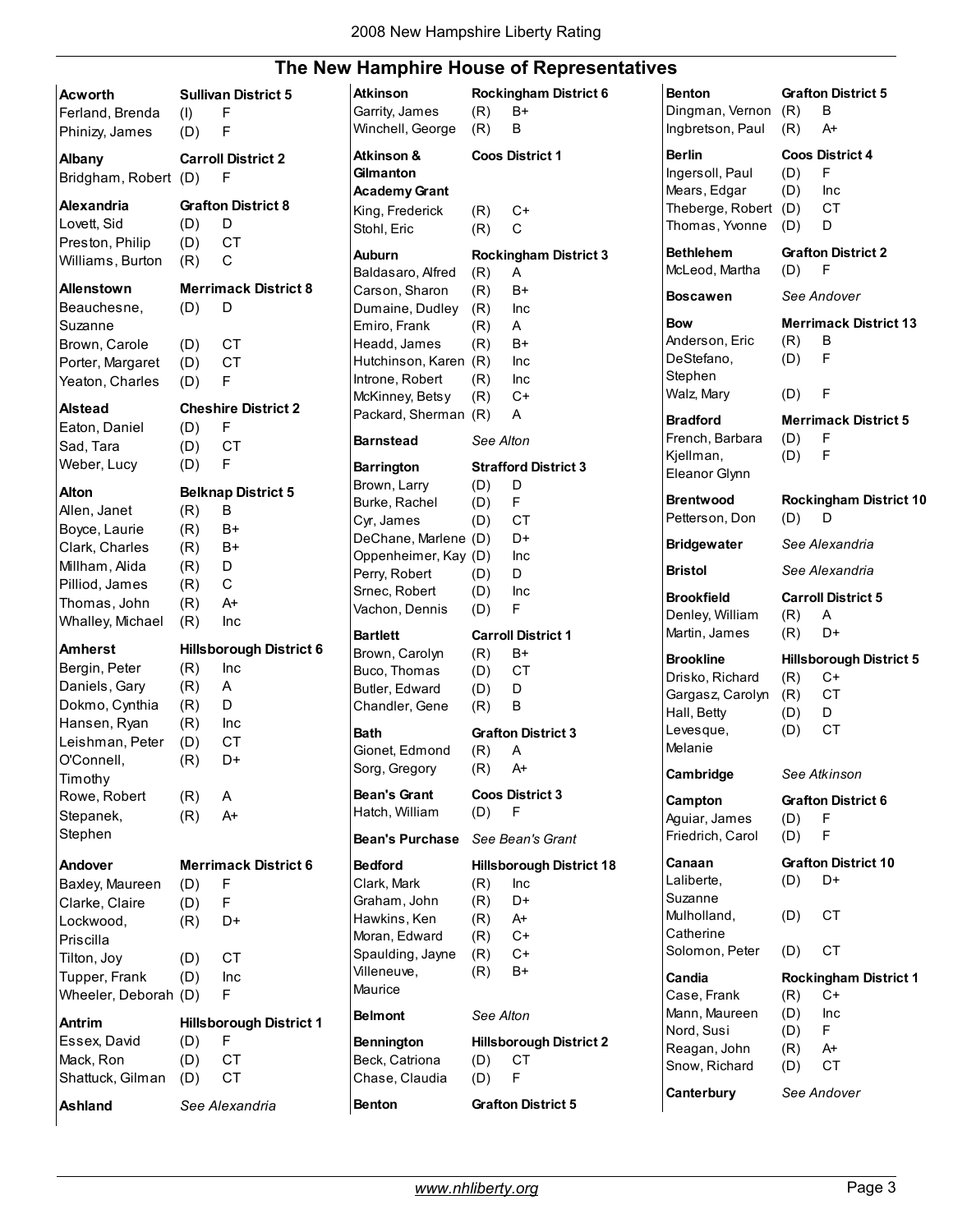## The New Hamphire House of Representatives

**Acworth** — **Sullivan District 5**

| Name | Party | Grade |
|---|---|---|
| Ferland, Brenda | (I) | F |
| Phinizy, James | (D) | F |

**Albany** — **Carroll District 2**

| Name | Party | Grade |
|---|---|---|
| Bridgham, Robert | (D) | F |

**Alexandria** — **Grafton District 8**

| Name | Party | Grade |
|---|---|---|
| Lovett, Sid | (D) | D |
| Preston, Philip | (D) | CT |
| Williams, Burton | (R) | C |

**Allenstown** — **Merrimack District 8**

| Name | Party | Grade |
|---|---|---|
| Beauchesne, Suzanne | (D) | D |
| Brown, Carole | (D) | CT |
| Porter, Margaret | (D) | CT |
| Yeaton, Charles | (D) | F |

**Alstead** — **Cheshire District 2**

| Name | Party | Grade |
|---|---|---|
| Eaton, Daniel | (D) | F |
| Sad, Tara | (D) | CT |
| Weber, Lucy | (D) | F |

**Alton** — **Belknap District 5**

| Name | Party | Grade |
|---|---|---|
| Allen, Janet | (R) | B |
| Boyce, Laurie | (R) | B+ |
| Clark, Charles | (R) | B+ |
| Millham, Alida | (R) | D |
| Pilliod, James | (R) | C |
| Thomas, John | (R) | A+ |
| Whalley, Michael | (R) | Inc |

**Amherst** — **Hillsborough District 6**

| Name | Party | Grade |
|---|---|---|
| Bergin, Peter | (R) | Inc |
| Daniels, Gary | (R) | A |
| Dokmo, Cynthia | (R) | D |
| Hansen, Ryan | (R) | Inc |
| Leishman, Peter | (D) | CT |
| O'Connell, Timothy | (R) | D+ |
| Rowe, Robert | (R) | A |
| Stepanek, Stephen | (R) | A+ |

**Andover** — **Merrimack District 6**

| Name | Party | Grade |
|---|---|---|
| Baxley, Maureen | (D) | F |
| Clarke, Claire | (D) | F |
| Lockwood, Priscilla | (R) | D+ |
| Tilton, Joy | (D) | CT |
| Tupper, Frank | (D) | Inc |
| Wheeler, Deborah | (D) | F |

**Antrim** — **Hillsborough District 1**

| Name | Party | Grade |
|---|---|---|
| Essex, David | (D) | F |
| Mack, Ron | (D) | CT |
| Shattuck, Gilman | (D) | CT |

**Ashland** — *See Alexandria*

**Atkinson** — **Rockingham District 6**

| Name | Party | Grade |
|---|---|---|
| Garrity, James | (R) | B+ |
| Winchell, George | (R) | B |

**Atkinson & Gilmanton Academy Grant** — **Coos District 1**

| Name | Party | Grade |
|---|---|---|
| King, Frederick | (R) | C+ |
| Stohl, Eric | (R) | C |

**Auburn** — **Rockingham District 3**

| Name | Party | Grade |
|---|---|---|
| Baldasaro, Alfred | (R) | A |
| Carson, Sharon | (R) | B+ |
| Dumaine, Dudley | (R) | Inc |
| Emiro, Frank | (R) | A |
| Headd, James | (R) | B+ |
| Hutchinson, Karen | (R) | Inc |
| Introne, Robert | (R) | Inc |
| McKinney, Betsy | (R) | C+ |
| Packard, Sherman | (R) | A |

**Barnstead** — *See Alton*

**Barrington** — **Strafford District 3**

| Name | Party | Grade |
|---|---|---|
| Brown, Larry | (D) | D |
| Burke, Rachel | (D) | F |
| Cyr, James | (D) | CT |
| DeChane, Marlene | (D) | D+ |
| Oppenheimer, Kay | (D) | Inc |
| Perry, Robert | (D) | D |
| Srnec, Robert | (D) | Inc |
| Vachon, Dennis | (D) | F |

**Bartlett** — **Carroll District 1**

| Name | Party | Grade |
|---|---|---|
| Brown, Carolyn | (R) | B+ |
| Buco, Thomas | (D) | CT |
| Butler, Edward | (D) | D |
| Chandler, Gene | (R) | B |

**Bath** — **Grafton District 3**

| Name | Party | Grade |
|---|---|---|
| Gionet, Edmond | (R) | A |
| Sorg, Gregory | (R) | A+ |

**Bean's Grant** — **Coos District 3**

| Name | Party | Grade |
|---|---|---|
| Hatch, William | (D) | F |

**Bean's Purchase** — *See Bean's Grant*

**Bedford** — **Hillsborough District 18**

| Name | Party | Grade |
|---|---|---|
| Clark, Mark | (R) | Inc |
| Graham, John | (R) | D+ |
| Hawkins, Ken | (R) | A+ |
| Moran, Edward | (R) | C+ |
| Spaulding, Jayne | (R) | C+ |
| Villeneuve, Maurice | (R) | B+ |

**Belmont** — *See Alton*

**Bennington** — **Hillsborough District 2**

| Name | Party | Grade |
|---|---|---|
| Beck, Catriona | (D) | CT |
| Chase, Claudia | (D) | F |

**Benton** — **Grafton District 5**

| Name | Party | Grade |
|---|---|---|
| Dingman, Vernon | (R) | B |
| Ingbretson, Paul | (R) | A+ |

**Berlin** — **Coos District 4**

| Name | Party | Grade |
|---|---|---|
| Ingersoll, Paul | (D) | F |
| Mears, Edgar | (D) | Inc |
| Theberge, Robert | (D) | CT |
| Thomas, Yvonne | (D) | D |

**Bethlehem** — **Grafton District 2**

| Name | Party | Grade |
|---|---|---|
| McLeod, Martha | (D) | F |

**Boscawen** — *See Andover*

**Bow** — **Merrimack District 13**

| Name | Party | Grade |
|---|---|---|
| Anderson, Eric | (R) | B |
| DeStefano, Stephen | (D) | F |
| Walz, Mary | (D) | F |

**Bradford** — **Merrimack District 5**

| Name | Party | Grade |
|---|---|---|
| French, Barbara | (D) | F |
| Kjellman, Eleanor Glynn | (D) | F |

**Brentwood** — **Rockingham District 10**

| Name | Party | Grade |
|---|---|---|
| Petterson, Don | (D) | D |

**Bridgewater** — *See Alexandria*

**Bristol** — *See Alexandria*

**Brookfield** — **Carroll District 5**

| Name | Party | Grade |
|---|---|---|
| Denley, William | (R) | A |
| Martin, James | (R) | D+ |

**Brookline** — **Hillsborough District 5**

| Name | Party | Grade |
|---|---|---|
| Drisko, Richard | (R) | C+ |
| Gargasz, Carolyn | (R) | CT |
| Hall, Betty | (D) | D |
| Levesque, Melanie | (D) | CT |

**Cambridge** — *See Atkinson*

**Campton** — **Grafton District 6**

| Name | Party | Grade |
|---|---|---|
| Aguiar, James | (D) | F |
| Friedrich, Carol | (D) | F |

**Canaan** — **Grafton District 10**

| Name | Party | Grade |
|---|---|---|
| Laliberte, Suzanne | (D) | D+ |
| Mulholland, Catherine | (D) | CT |
| Solomon, Peter | (D) | CT |

**Candia** — **Rockingham District 1**

| Name | Party | Grade |
|---|---|---|
| Case, Frank | (R) | C+ |
| Mann, Maureen | (D) | Inc |
| Nord, Susi | (D) | F |
| Reagan, John | (R) | A+ |
| Snow, Richard | (D) | CT |

**Canterbury** — *See Andover*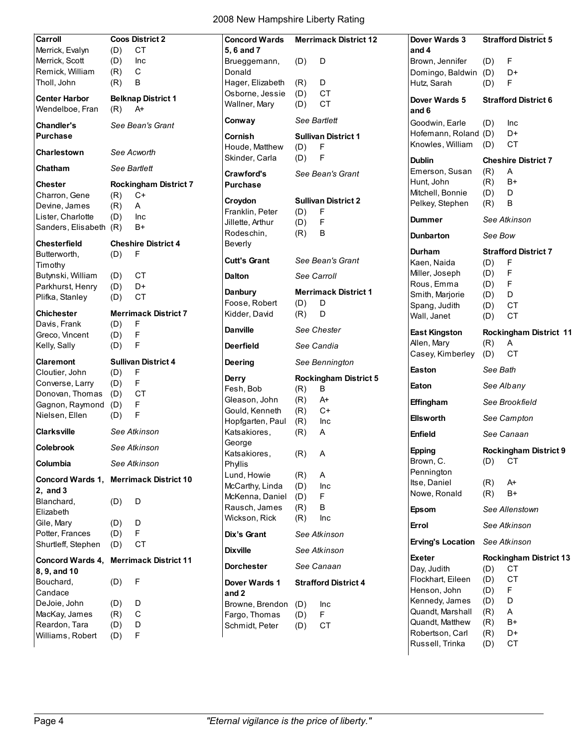# 2008 New Hampshire Liberty Rating

| Town / Name | Party | Rating |
|---|---|---|
| **Carroll** | **Coos District 2** | |
| Merrick, Evalyn | (D) | CT |
| Merrick, Scott | (D) | Inc |
| Remick, William | (R) | C |
| Tholl, John | (R) | B |
| **Center Harbor** | **Belknap District 1** | |
| Wendelboe, Fran | (R) | A+ |
| **Chandler's Purchase** | *See Bean's Grant* | |
| **Charlestown** | *See Acworth* | |
| **Chatham** | *See Bartlett* | |
| **Chester** | **Rockingham District 7** | |
| Charron, Gene | (R) | C+ |
| Devine, James | (R) | A |
| Lister, Charlotte | (D) | Inc |
| Sanders, Elisabeth | (R) | B+ |
| **Chesterfield** | **Cheshire District 4** | |
| Butterworth, Timothy | (D) | F |
| Butynski, William | (D) | CT |
| Parkhurst, Henry | (D) | D+ |
| Plifka, Stanley | (D) | CT |
| **Chichester** | **Merrimack District 7** | |
| Davis, Frank | (D) | F |
| Greco, Vincent | (D) | F |
| Kelly, Sally | (D) | F |
| **Claremont** | **Sullivan District 4** | |
| Cloutier, John | (D) | F |
| Converse, Larry | (D) | F |
| Donovan, Thomas | (D) | CT |
| Gagnon, Raymond | (D) | F |
| Nielsen, Ellen | (D) | F |
| **Clarksville** | *See Atkinson* | |
| **Colebrook** | *See Atkinson* | |
| **Columbia** | *See Atkinson* | |
| **Concord Wards 1, 2, and 3** | **Merrimack District 10** | |
| Blanchard, Elizabeth | (D) | D |
| Gile, Mary | (D) | D |
| Potter, Frances | (D) | F |
| Shurtleff, Stephen | (D) | CT |
| **Concord Wards 4, 8, 9, and 10** | **Merrimack District 11** | |
| Bouchard, Candace | (D) | F |
| DeJoie, John | (D) | D |
| MacKay, James | (R) | C |
| Reardon, Tara | (D) | D |
| Williams, Robert | (D) | F |
| **Concord Wards 5, 6 and 7** | **Merrimack District 12** | |
| Brueggemann, Donald | (D) | D |
| Hager, Elizabeth | (R) | D |
| Osborne, Jessie | (D) | CT |
| Wallner, Mary | (D) | CT |
| **Conway** | *See Bartlett* | |
| **Cornish** | **Sullivan District 1** | |
| Houde, Matthew | (D) | F |
| Skinder, Carla | (D) | F |
| **Crawford's Purchase** | *See Bean's Grant* | |
| **Croydon** | **Sullivan District 2** | |
| Franklin, Peter | (D) | F |
| Jillette, Arthur | (D) | F |
| Rodeschin, Beverly | (R) | B |
| **Cutt's Grant** | *See Bean's Grant* | |
| **Dalton** | *See Carroll* | |
| **Danbury** | **Merrimack District 1** | |
| Foose, Robert | (D) | D |
| Kidder, David | (R) | D |
| **Danville** | *See Chester* | |
| **Deerfield** | *See Candia* | |
| **Deering** | *See Bennington* | |
| **Derry** | **Rockingham District 5** | |
| Fesh, Bob | (R) | B |
| Gleason, John | (R) | A+ |
| Gould, Kenneth | (R) | C+ |
| Hopfgarten, Paul | (R) | Inc |
| Katsakiores, George | (R) | A |
| Katsakiores, Phyllis | (R) | A |
| Lund, Howie | (R) | A |
| McCarthy, Linda | (D) | Inc |
| McKenna, Daniel | (D) | F |
| Rausch, James | (R) | B |
| Wickson, Rick | (R) | Inc |
| **Dix's Grant** | *See Atkinson* | |
| **Dixville** | *See Atkinson* | |
| **Dorchester** | *See Canaan* | |
| **Dover Wards 1 and 2** | **Strafford District 4** | |
| Browne, Brendon | (D) | Inc |
| Fargo, Thomas | (D) | F |
| Schmidt, Peter | (D) | CT |
| **Dover Wards 3 and 4** | **Strafford District 5** | |
| Brown, Jennifer | (D) | F |
| Domingo, Baldwin | (D) | D+ |
| Hutz, Sarah | (D) | F |
| **Dover Wards 5 and 6** | **Strafford District 6** | |
| Goodwin, Earle | (D) | Inc |
| Hofemann, Roland | (D) | D+ |
| Knowles, William | (D) | CT |
| **Dublin** | **Cheshire District 7** | |
| Emerson, Susan | (R) | A |
| Hunt, John | (R) | B+ |
| Mitchell, Bonnie | (D) | D |
| Pelkey, Stephen | (R) | B |
| **Dummer** | *See Atkinson* | |
| **Dunbarton** | *See Bow* | |
| **Durham** | **Strafford District 7** | |
| Kaen, Naida | (D) | F |
| Miller, Joseph | (D) | F |
| Rous, Emma | (D) | F |
| Smith, Marjorie | (D) | D |
| Spang, Judith | (D) | CT |
| Wall, Janet | (D) | CT |
| **East Kingston** | **Rockingham District 11** | |
| Allen, Mary | (R) | A |
| Casey, Kimberley | (D) | CT |
| **Easton** | *See Bath* | |
| **Eaton** | *See Albany* | |
| **Effingham** | *See Brookfield* | |
| **Ellsworth** | *See Campton* | |
| **Enfield** | *See Canaan* | |
| **Epping** | **Rockingham District 9** | |
| Brown, C. Pennington | (D) | CT |
| Itse, Daniel | (R) | A+ |
| Nowe, Ronald | (R) | B+ |
| **Epsom** | *See Allenstown* | |
| **Errol** | *See Atkinson* | |
| **Erving's Location** | *See Atkinson* | |
| **Exeter** | **Rockingham District 13** | |
| Day, Judith | (D) | CT |
| Flockhart, Eileen | (D) | CT |
| Henson, John | (D) | F |
| Kennedy, James | (D) | D |
| Quandt, Marshall | (R) | A |
| Quandt, Matthew | (R) | B+ |
| Robertson, Carl | (R) | D+ |
| Russell, Trinka | (D) | CT |

*"Eternal vigilance is the price of liberty."*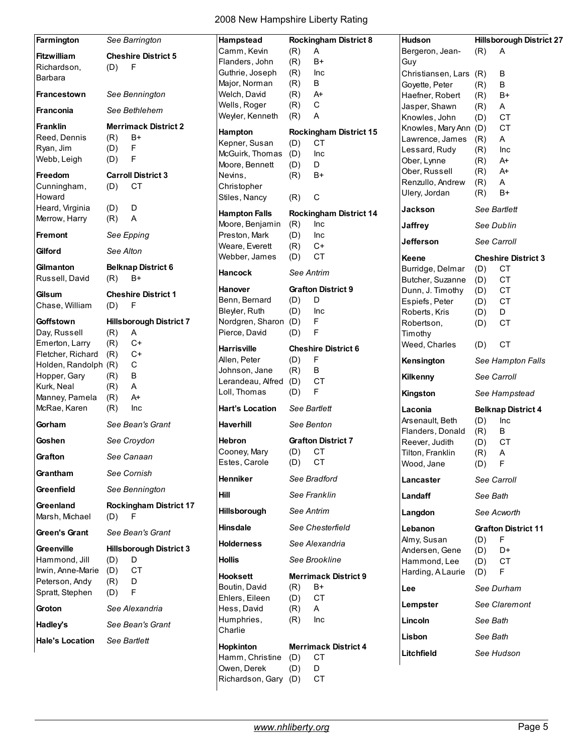**Farmington** *See Barrington*

**Fitzwilliam** **Cheshire District 5**

| | | |
|---|---|---|
| Richardson, Barbara | (D) | F |

**Francestown** *See Bennington*

**Franconia** *See Bethlehem*

**Franklin** **Merrimack District 2**

| | | |
|---|---|---|
| Reed, Dennis | (R) | B+ |
| Ryan, Jim | (D) | F |
| Webb, Leigh | (D) | F |

**Freedom** **Carroll District 3**

| | | |
|---|---|---|
| Cunningham, Howard | (D) | CT |
| Heard, Virginia | (D) | D |
| Merrow, Harry | (R) | A |

**Fremont** *See Epping*

**Gilford** *See Alton*

**Gilmanton** **Belknap District 6**

| | | |
|---|---|---|
| Russell, David | (R) | B+ |

**Gilsum** **Cheshire District 1**

| | | |
|---|---|---|
| Chase, William | (D) | F |

**Goffstown** **Hillsborough District 7**

| | | |
|---|---|---|
| Day, Russell | (R) | A |
| Emerton, Larry | (R) | C+ |
| Fletcher, Richard | (R) | C+ |
| Holden, Randolph | (R) | C |
| Hopper, Gary | (R) | B |
| Kurk, Neal | (R) | A |
| Manney, Pamela | (R) | A+ |
| McRae, Karen | (R) | Inc |

**Gorham** *See Bean's Grant*

**Goshen** *See Croydon*

**Grafton** *See Canaan*

**Grantham** *See Cornish*

**Greenfield** *See Bennington*

**Greenland** **Rockingham District 17**

| | | |
|---|---|---|
| Marsh, Michael | (D) | F |

**Green's Grant** *See Bean's Grant*

**Greenville** **Hillsborough District 3**

| | | |
|---|---|---|
| Hammond, Jill | (D) | D |
| Irwin, Anne-Marie | (D) | CT |
| Peterson, Andy | (R) | D |
| Spratt, Stephen | (D) | F |

**Groton** *See Alexandria*

**Hadley's** *See Bean's Grant*

**Hale's Location** *See Bartlett*

**Hampstead** **Rockingham District 8**

| | | |
|---|---|---|
| Camm, Kevin | (R) | A |
| Flanders, John | (R) | B+ |
| Guthrie, Joseph | (R) | Inc |
| Major, Norman | (R) | B |
| Welch, David | (R) | A+ |
| Wells, Roger | (R) | C |
| Weyler, Kenneth | (R) | A |

**Hampton** **Rockingham District 15**

| | | |
|---|---|---|
| Kepner, Susan | (D) | CT |
| McGuirk, Thomas | (D) | Inc |
| Moore, Bennett | (D) | D |
| Nevins, Christopher | (R) | B+ |
| Stiles, Nancy | (R) | C |

**Hampton Falls** **Rockingham District 14**

| | | |
|---|---|---|
| Moore, Benjamin | (R) | Inc |
| Preston, Mark | (D) | Inc |
| Weare, Everett | (R) | C+ |
| Webber, James | (D) | CT |

**Hancock** *See Antrim*

**Hanover** **Grafton District 9**

| | | |
|---|---|---|
| Benn, Bernard | (D) | D |
| Bleyler, Ruth | (D) | Inc |
| Nordgren, Sharon | (D) | F |
| Pierce, David | (D) | F |

**Harrisville** **Cheshire District 6**

| | | |
|---|---|---|
| Allen, Peter | (D) | F |
| Johnson, Jane | (R) | B |
| Lerandeau, Alfred | (D) | CT |
| Loll, Thomas | (D) | F |

**Hart's Location** *See Bartlett*

**Haverhill** *See Benton*

**Hebron** **Grafton District 7**

| | | |
|---|---|---|
| Cooney, Mary | (D) | CT |
| Estes, Carole | (D) | CT |

**Henniker** *See Bradford*

**Hill** *See Franklin*

**Hillsborough** *See Antrim*

**Hinsdale** *See Chesterfield*

**Holderness** *See Alexandria*

**Hollis** *See Brookline*

**Hooksett** **Merrimack District 9**

| | | |
|---|---|---|
| Boutin, David | (R) | B+ |
| Ehlers, Eileen | (D) | CT |
| Hess, David | (R) | A |
| Humphries, Charlie | (R) | Inc |

**Hopkinton** **Merrimack District 4**

| | | |
|---|---|---|
| Hamm, Christine | (D) | CT |
| Owen, Derek | (D) | D |
| Richardson, Gary | (D) | CT |

**Hudson** **Hillsborough District 27**

| | | |
|---|---|---|
| Bergeron, Jean-Guy | (R) | A |
| Christiansen, Lars | (R) | B |
| Goyette, Peter | (R) | B |
| Haefner, Robert | (R) | B+ |
| Jasper, Shawn | (R) | A |
| Knowles, John | (D) | CT |
| Knowles, Mary Ann | (D) | CT |
| Lawrence, James | (R) | A |
| Lessard, Rudy | (R) | Inc |
| Ober, Lynne | (R) | A+ |
| Ober, Russell | (R) | A+ |
| Renzullo, Andrew | (R) | A |
| Ulery, Jordan | (R) | B+ |

**Jackson** *See Bartlett*

**Jaffrey** *See Dublin*

**Jefferson** *See Carroll*

**Keene** **Cheshire District 3**

| | | |
|---|---|---|
| Burridge, Delmar | (D) | CT |
| Butcher, Suzanne | (D) | CT |
| Dunn, J. Timothy | (D) | CT |
| Espiefs, Peter | (D) | CT |
| Roberts, Kris | (D) | D |
| Robertson, Timothy | (D) | CT |
| Weed, Charles | (D) | CT |

**Kensington** *See Hampton Falls*

**Kilkenny** *See Carroll*

**Kingston** *See Hampstead*

**Laconia** **Belknap District 4**

| | | |
|---|---|---|
| Arsenault, Beth | (D) | Inc |
| Flanders, Donald | (R) | B |
| Reever, Judith | (D) | CT |
| Tilton, Franklin | (R) | A |
| Wood, Jane | (D) | F |

**Lancaster** *See Carroll*

**Landaff** *See Bath*

**Langdon** *See Acworth*

**Lebanon** **Grafton District 11**

| | | |
|---|---|---|
| Almy, Susan | (D) | F |
| Andersen, Gene | (D) | D+ |
| Hammond, Lee | (D) | CT |
| Harding, A Laurie | (D) | F |

**Lee** *See Durham*

**Lempster** *See Claremont*

**Lincoln** *See Bath*

**Lisbon** *See Bath*

**Litchfield** *See Hudson*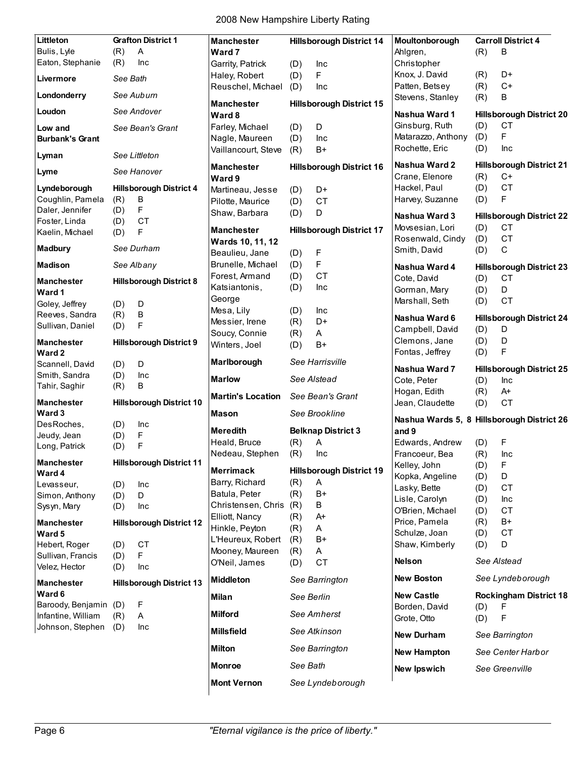# 2008 New Hampshire Liberty Rating

| Town | District | |
|---|---|---|
| **Littleton** | **Grafton District 1** | |
| Bulis, Lyle | (R) | A |
| Eaton, Stephanie | (R) | Inc |
| **Livermore** | *See Bath* | |
| **Londonderry** | *See Auburn* | |
| **Loudon** | *See Andover* | |
| **Low and Burbank's Grant** | *See Bean's Grant* | |
| **Lyman** | *See Littleton* | |
| **Lyme** | *See Hanover* | |
| **Lyndeborough** | **Hillsborough District 4** | |
| Coughlin, Pamela | (R) | B |
| Daler, Jennifer | (D) | F |
| Foster, Linda | (D) | CT |
| Kaelin, Michael | (D) | F |
| **Madbury** | *See Durham* | |
| **Madison** | *See Albany* | |
| **Manchester Ward 1** | **Hillsborough District 8** | |
| Goley, Jeffrey | (D) | D |
| Reeves, Sandra | (R) | B |
| Sullivan, Daniel | (D) | F |
| **Manchester Ward 2** | **Hillsborough District 9** | |
| Scannell, David | (D) | D |
| Smith, Sandra | (D) | Inc |
| Tahir, Saghir | (R) | B |
| **Manchester Ward 3** | **Hillsborough District 10** | |
| DesRoches, | (D) | Inc |
| Jeudy, Jean | (D) | F |
| Long, Patrick | (D) | F |
| **Manchester Ward 4** | **Hillsborough District 11** | |
| Levasseur, | (D) | Inc |
| Simon, Anthony | (D) | D |
| Sysyn, Mary | (D) | Inc |
| **Manchester Ward 5** | **Hillsborough District 12** | |
| Hebert, Roger | (D) | CT |
| Sullivan, Francis | (D) | F |
| Velez, Hector | (D) | Inc |
| **Manchester Ward 6** | **Hillsborough District 13** | |
| Baroody, Benjamin | (D) | F |
| Infantine, William | (R) | A |
| Johnson, Stephen | (D) | Inc |
| **Manchester Ward 7** | **Hillsborough District 14** | |
| Garrity, Patrick | (D) | Inc |
| Haley, Robert | (D) | F |
| Reuschel, Michael | (D) | Inc |
| **Manchester Ward 8** | **Hillsborough District 15** | |
| Farley, Michael | (D) | D |
| Nagle, Maureen | (D) | Inc |
| Vaillancourt, Steve | (R) | B+ |
| **Manchester Ward 9** | **Hillsborough District 16** | |
| Martineau, Jesse | (D) | D+ |
| Pilotte, Maurice | (D) | CT |
| Shaw, Barbara | (D) | D |
| **Manchester Wards 10, 11, 12** | **Hillsborough District 17** | |
| Beaulieu, Jane | (D) | F |
| Brunelle, Michael | (D) | F |
| Forest, Armand | (D) | CT |
| Katsiantonis, George | (D) | Inc |
| Mesa, Lily | (D) | Inc |
| Messier, Irene | (R) | D+ |
| Soucy, Connie | (R) | A |
| Winters, Joel | (D) | B+ |
| **Marlborough** | *See Harrisville* | |
| **Marlow** | *See Alstead* | |
| **Martin's Location** | *See Bean's Grant* | |
| **Mason** | *See Brookline* | |
| **Meredith** | **Belknap District 3** | |
| Heald, Bruce | (R) | A |
| Nedeau, Stephen | (R) | Inc |
| **Merrimack** | **Hillsborough District 19** | |
| Barry, Richard | (R) | A |
| Batula, Peter | (R) | B+ |
| Christensen, Chris | (R) | B |
| Elliott, Nancy | (R) | A+ |
| Hinkle, Peyton | (R) | A |
| L'Heureux, Robert | (R) | B+ |
| Mooney, Maureen | (R) | A |
| O'Neil, James | (D) | CT |
| **Middleton** | *See Barrington* | |
| **Milan** | *See Berlin* | |
| **Milford** | *See Amherst* | |
| **Millsfield** | *See Atkinson* | |
| **Milton** | *See Barrington* | |
| **Monroe** | *See Bath* | |
| **Mont Vernon** | *See Lyndeborough* | |
| **Moultonborough** | **Carroll District 4** | |
| Ahlgren, Christopher | (R) | B |
| Knox, J. David | (R) | D+ |
| Patten, Betsey | (R) | C+ |
| Stevens, Stanley | (R) | B |
| **Nashua Ward 1** | **Hillsborough District 20** | |
| Ginsburg, Ruth | (D) | CT |
| Matarazzo, Anthony | (D) | F |
| Rochette, Eric | (D) | Inc |
| **Nashua Ward 2** | **Hillsborough District 21** | |
| Crane, Elenore | (R) | C+ |
| Hackel, Paul | (D) | CT |
| Harvey, Suzanne | (D) | F |
| **Nashua Ward 3** | **Hillsborough District 22** | |
| Movsesian, Lori | (D) | CT |
| Rosenwald, Cindy | (D) | CT |
| Smith, David | (D) | C |
| **Nashua Ward 4** | **Hillsborough District 23** | |
| Cote, David | (D) | CT |
| Gorman, Mary | (D) | D |
| Marshall, Seth | (D) | CT |
| **Nashua Ward 6** | **Hillsborough District 24** | |
| Campbell, David | (D) | D |
| Clemons, Jane | (D) | D |
| Fontas, Jeffrey | (D) | F |
| **Nashua Ward 7** | **Hillsborough District 25** | |
| Cote, Peter | (D) | Inc |
| Hogan, Edith | (R) | A+ |
| Jean, Claudette | (D) | CT |
| **Nashua Wards 5, 8 and 9** | **Hillsborough District 26** | |
| Edwards, Andrew | (D) | F |
| Francoeur, Bea | (R) | Inc |
| Kelley, John | (D) | F |
| Kopka, Angeline | (D) | D |
| Lasky, Bette | (D) | CT |
| Lisle, Carolyn | (D) | Inc |
| O'Brien, Michael | (D) | CT |
| Price, Pamela | (R) | B+ |
| Schulze, Joan | (D) | CT |
| Shaw, Kimberly | (D) | D |
| **Nelson** | *See Alstead* | |
| **New Boston** | *See Lyndeborough* | |
| **New Castle** | **Rockingham District 18** | |
| Borden, David | (D) | F |
| Grote, Otto | (D) | F |
| **New Durham** | *See Barrington* | |
| **New Hampton** | *See Center Harbor* | |
| **New Ipswich** | *See Greenville* | |

*"Eternal vigilance is the price of liberty."*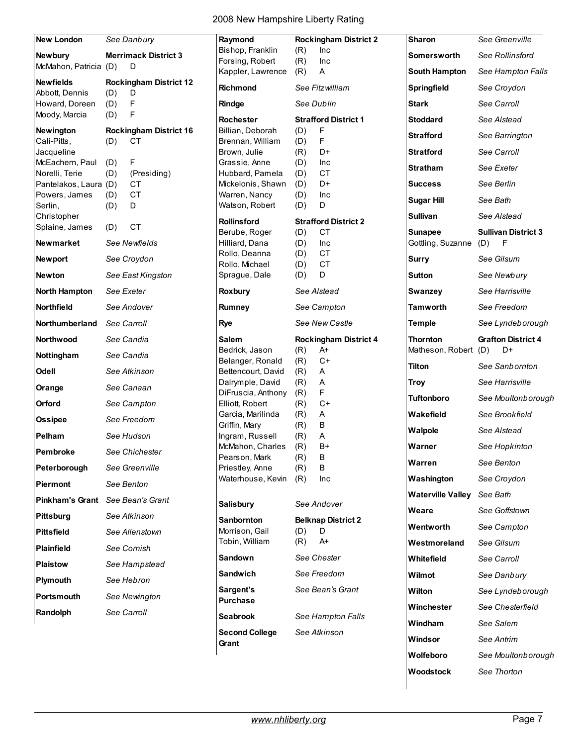| Town / Representative | Party | Rating / Reference |
|---|---|---|
| **New London** | | *See Danbury* |
| **Newbury** | | **Merrimack District 3** |
| McMahon, Patricia | (D) | D |
| **Newfields** | | **Rockingham District 12** |
| Abbott, Dennis | (D) | D |
| Howard, Doreen | (D) | F |
| Moody, Marcia | (D) | F |
| **Newington** | | **Rockingham District 16** |
| Cali-Pitts, Jacqueline | (D) | CT |
| McEachern, Paul | (D) | F |
| Norelli, Terie | (D) | (Presiding) |
| Pantelakos, Laura | (D) | CT |
| Powers, James | (D) | CT |
| Serlin, Christopher | (D) | D |
| Splaine, James | (D) | CT |
| **Newmarket** | | *See Newfields* |
| **Newport** | | *See Croydon* |
| **Newton** | | *See East Kingston* |
| **North Hampton** | | *See Exeter* |
| **Northfield** | | *See Andover* |
| **Northumberland** | | *See Carroll* |
| **Northwood** | | *See Candia* |
| **Nottingham** | | *See Candia* |
| **Odell** | | *See Atkinson* |
| **Orange** | | *See Canaan* |
| **Orford** | | *See Campton* |
| **Ossipee** | | *See Freedom* |
| **Pelham** | | *See Hudson* |
| **Pembroke** | | *See Chichester* |
| **Peterborough** | | *See Greenville* |
| **Piermont** | | *See Benton* |
| **Pinkham's Grant** | | *See Bean's Grant* |
| **Pittsburg** | | *See Atkinson* |
| **Pittsfield** | | *See Allenstown* |
| **Plainfield** | | *See Cornish* |
| **Plaistow** | | *See Hampstead* |
| **Plymouth** | | *See Hebron* |
| **Portsmouth** | | *See Newington* |
| **Randolph** | | *See Carroll* |
| **Raymond** | | **Rockingham District 2** |
| Bishop, Franklin | (R) | Inc |
| Forsing, Robert | (R) | Inc |
| Kappler, Lawrence | (R) | A |
| **Richmond** | | *See Fitzwilliam* |
| **Rindge** | | *See Dublin* |
| **Rochester** | | **Strafford District 1** |
| Billian, Deborah | (D) | F |
| Brennan, William | (D) | F |
| Brown, Julie | (R) | D+ |
| Grassie, Anne | (D) | Inc |
| Hubbard, Pamela | (D) | CT |
| Mickelonis, Shawn | (D) | D+ |
| Warren, Nancy | (D) | Inc |
| Watson, Robert | (D) | D |
| **Rollinsford** | | **Strafford District 2** |
| Berube, Roger | (D) | CT |
| Hilliard, Dana | (D) | Inc |
| Rollo, Deanna | (D) | CT |
| Rollo, Michael | (D) | CT |
| Sprague, Dale | (D) | D |
| **Roxbury** | | *See Alstead* |
| **Rumney** | | *See Campton* |
| **Rye** | | *See New Castle* |
| **Salem** | | **Rockingham District 4** |
| Bedrick, Jason | (R) | A+ |
| Belanger, Ronald | (R) | C+ |
| Bettencourt, David | (R) | A |
| Dalrymple, David | (R) | A |
| DiFruscia, Anthony | (R) | F |
| Elliott, Robert | (R) | C+ |
| Garcia, Marilinda | (R) | A |
| Griffin, Mary | (R) | B |
| Ingram, Russell | (R) | A |
| McMahon, Charles | (R) | B+ |
| Pearson, Mark | (R) | B |
| Priestley, Anne | (R) | B |
| Waterhouse, Kevin | (R) | Inc |
| **Salisbury** | | *See Andover* |
| **Sanbornton** | | **Belknap District 2** |
| Morrison, Gail | (D) | D |
| Tobin, William | (R) | A+ |
| **Sandown** | | *See Chester* |
| **Sandwich** | | *See Freedom* |
| **Sargent's Purchase** | | *See Bean's Grant* |
| **Seabrook** | | *See Hampton Falls* |
| **Second College Grant** | | *See Atkinson* |
| **Sharon** | | *See Greenville* |
| **Somersworth** | | *See Rollinsford* |
| **South Hampton** | | *See Hampton Falls* |
| **Springfield** | | *See Croydon* |
| **Stark** | | *See Carroll* |
| **Stoddard** | | *See Alstead* |
| **Strafford** | | *See Barrington* |
| **Stratford** | | *See Carroll* |
| **Stratham** | | *See Exeter* |
| **Success** | | *See Berlin* |
| **Sugar Hill** | | *See Bath* |
| **Sullivan** | | *See Alstead* |
| **Sunapee** | | **Sullivan District 3** |
| Gottling, Suzanne | (D) | F |
| **Surry** | | *See Gilsum* |
| **Sutton** | | *See Newbury* |
| **Swanzey** | | *See Harrisville* |
| **Tamworth** | | *See Freedom* |
| **Temple** | | *See Lyndeborough* |
| **Thornton** | | **Grafton District 4** |
| Matheson, Robert | (D) | D+ |
| **Tilton** | | *See Sanbornton* |
| **Troy** | | *See Harrisville* |
| **Tuftonboro** | | *See Moultonborough* |
| **Wakefield** | | *See Brookfield* |
| **Walpole** | | *See Alstead* |
| **Warner** | | *See Hopkinton* |
| **Warren** | | *See Benton* |
| **Washington** | | *See Croydon* |
| **Waterville Valley** | | *See Bath* |
| **Weare** | | *See Goffstown* |
| **Wentworth** | | *See Campton* |
| **Westmoreland** | | *See Gilsum* |
| **Whitefield** | | *See Carroll* |
| **Wilmot** | | *See Danbury* |
| **Wilton** | | *See Lyndeborough* |
| **Winchester** | | *See Chesterfield* |
| **Windham** | | *See Salem* |
| **Windsor** | | *See Antrim* |
| **Wolfeboro** | | *See Moultonborough* |
| **Woodstock** | | *See Thorton* |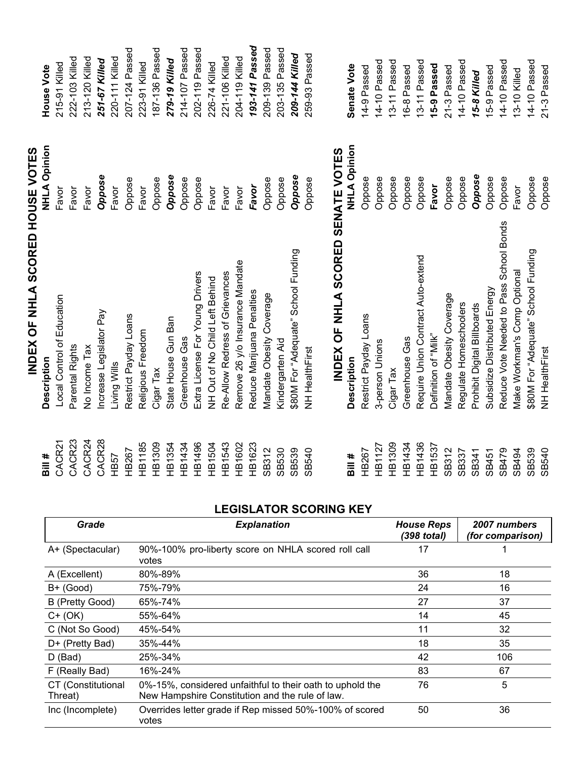## INDEX OF NHLA SCORED HOUSE VOTES

| Bill # | Description | NHLA Opinion | House Vote |
|---|---|---|---|
| CACR21 | Local Control of Education | Favor | 215-91 Killed |
| CACR23 | Parental Rights | Favor | 222-103 Killed |
| CACR24 | No Income Tax | Favor | 213-120 Killed |
| CACR28 | Increase Legislator Pay | ***Oppose*** | ***251-67 Killed*** |
| HB57 | Living Wills | Favor | 220-111 Killed |
| HB267 | Restrict Payday Loans | Oppose | 207-124 Passed |
| HB1185 | Religious Freedom | Favor | 223-91 Killed |
| HB1309 | Cigar Tax | Oppose | 187-136 Passed |
| HB1354 | State House Gun Ban | ***Oppose*** | ***279-19 Killed*** |
| HB1434 | Greenhouse Gas | Oppose | 214-107 Passed |
| HB1496 | Extra License For Young Drivers | Oppose | 202-119 Passed |
| HB1504 | NH Out of No Child Left Behind | Favor | 226-74 Killed |
| HB1543 | Re-Allow Redress of Grievances | Favor | 221-106 Killed |
| HB1602 | Remove 26 y/o Insurance Mandate | Favor | 204-119 Killed |
| HB1623 | Reduce Marijuana Penalties | ***Favor*** | ***193-141 Passed*** |
| SB312 | Mandate Obesity Coverage | Oppose | 209-139 Passed |
| SB530 | Kindergarten Aid | Oppose | 203-135 Passed |
| SB539 | $80M For "Adequate" School Funding | ***Oppose*** | ***209-144 Killed*** |
| SB540 | NH HealthFirst | Oppose | 259-93 Passed |

## INDEX OF NHLA SCORED SENATE VOTES

| Bill # | Description | NHLA Opinion | Senate Vote |
|---|---|---|---|
| HB267 | Restrict Payday Loans | Oppose | 14-9 Passed |
| HB1127 | 3-person Unions | Oppose | 14-10 Passed |
| HB1309 | Cigar Tax | Oppose | 13-11 Passed |
| HB1434 | Greenhouse Gas | Oppose | 16-8 Passed |
| HB1436 | Require Union Contract Auto-extend | Oppose | 13-11 Passed |
| HB1537 | Definition of "Milk" | **Favor** | **15-9 Passed** |
| SB312 | Mandate Obesity Coverage | Oppose | 21-3 Passed |
| SB337 | Regulate Homeschoolers | Oppose | 14-10 Passed |
| SB341 | Prohibit Digital Billboards | ***Oppose*** | ***15-8 Killed*** |
| SB451 | Subsidize Distributed Energy | Oppose | 15-9 Passed |
| SB479 | Reduce Vote Needed to Pass School Bonds | Oppose | 14-10 Passed |
| SB494 | Make Workman's Comp Optional | Favor | 13-10 Killed |
| SB539 | $80M For "Adequate" School Funding | Oppose | 14-10 Passed |
| SB540 | NH HealthFirst | Oppose | 21-3 Passed |

## LEGISLATOR SCORING KEY

| *Grade* | *Explanation* | *House Reps (398 total)* | *2007 numbers (for comparison)* |
|---|---|---|---|
| A+ (Spectacular) | 90%-100% pro-liberty score on NHLA scored roll call votes | 17 | 1 |
| A (Excellent) | 80%-89% | 36 | 18 |
| B+ (Good) | 75%-79% | 24 | 16 |
| B (Pretty Good) | 65%-74% | 27 | 37 |
| C+ (OK) | 55%-64% | 14 | 45 |
| C (Not So Good) | 45%-54% | 11 | 32 |
| D+ (Pretty Bad) | 35%-44% | 18 | 35 |
| D (Bad) | 25%-34% | 42 | 106 |
| F (Really Bad) | 16%-24% | 83 | 67 |
| CT (Constitutional Threat) | 0%-15%, considered unfaithful to their oath to uphold the New Hampshire Constitution and the rule of law. | 76 | 5 |
| Inc (Incomplete) | Overrides letter grade if Rep missed 50%-100% of scored votes | 50 | 36 |